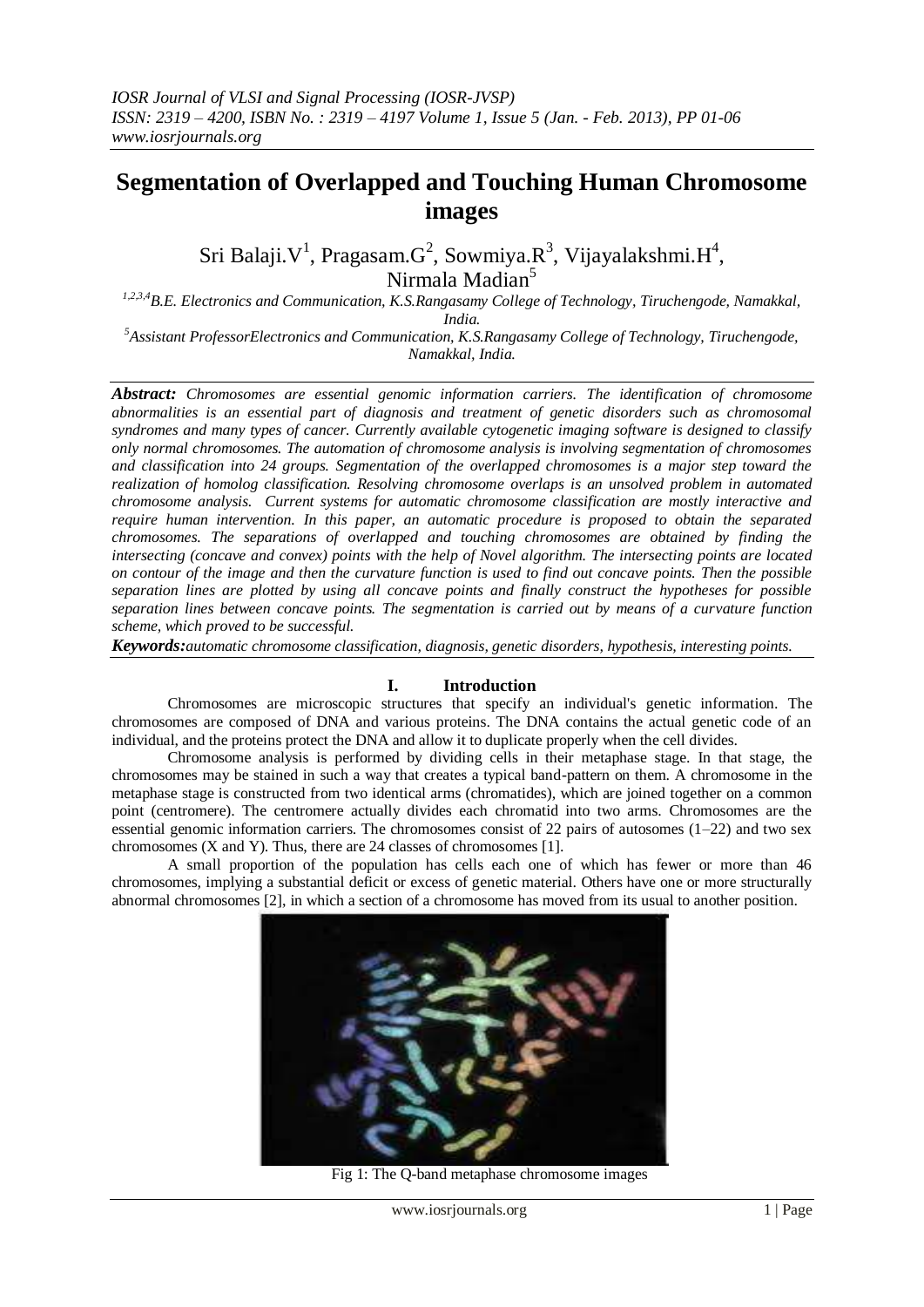# Segmentation of Overlapped and Touching Human Chromosome images

Sri Balaji.V[1], Pragasam.G[2], Sowmiya.R[3], Vijayalakshmi.H[4], Nirmala Madian[5]

[1,2,3,4]B.E. Electronics and Communication, K.S.Rangasamy College of Technology, Tiruchengode, Namakkal, India.

[5]Assistant ProfessorElectronics and Communication, K.S.Rangasamy College of Technology, Tiruchengode, Namakkal, India.

***Abstract:*** *Chromosomes are essential genomic information carriers. The identification of chromosome abnormalities is an essential part of diagnosis and treatment of genetic disorders such as chromosomal syndromes and many types of cancer. Currently available cytogenetic imaging software is designed to classify only normal chromosomes. The automation of chromosome analysis is involving segmentation of chromosomes and classification into 24 groups. Segmentation of the overlapped chromosomes is a major step toward the realization of homolog classification. Resolving chromosome overlaps is an unsolved problem in automated chromosome analysis. Current systems for automatic chromosome classification are mostly interactive and require human intervention. In this paper, an automatic procedure is proposed to obtain the separated chromosomes. The separations of overlapped and touching chromosomes are obtained by finding the intersecting (concave and convex) points with the help of Novel algorithm. The intersecting points are located on contour of the image and then the curvature function is used to find out concave points. Then the possible separation lines are plotted by using all concave points and finally construct the hypotheses for possible separation lines between concave points. The segmentation is carried out by means of a curvature function scheme, which proved to be successful.*

***Keywords:*** *automatic chromosome classification, diagnosis, genetic disorders, hypothesis, interesting points.*

## I. Introduction

Chromosomes are microscopic structures that specify an individual's genetic information. The chromosomes are composed of DNA and various proteins. The DNA contains the actual genetic code of an individual, and the proteins protect the DNA and allow it to duplicate properly when the cell divides.

Chromosome analysis is performed by dividing cells in their metaphase stage. In that stage, the chromosomes may be stained in such a way that creates a typical band-pattern on them. A chromosome in the metaphase stage is constructed from two identical arms (chromatides), which are joined together on a common point (centromere). The centromere actually divides each chromatid into two arms. Chromosomes are the essential genomic information carriers. The chromosomes consist of 22 pairs of autosomes (1–22) and two sex chromosomes (X and Y). Thus, there are 24 classes of chromosomes [1].

A small proportion of the population has cells each one of which has fewer or more than 46 chromosomes, implying a substantial deficit or excess of genetic material. Others have one or more structurally abnormal chromosomes [2], in which a section of a chromosome has moved from its usual to another position.

Fig 1: The Q-band metaphase chromosome images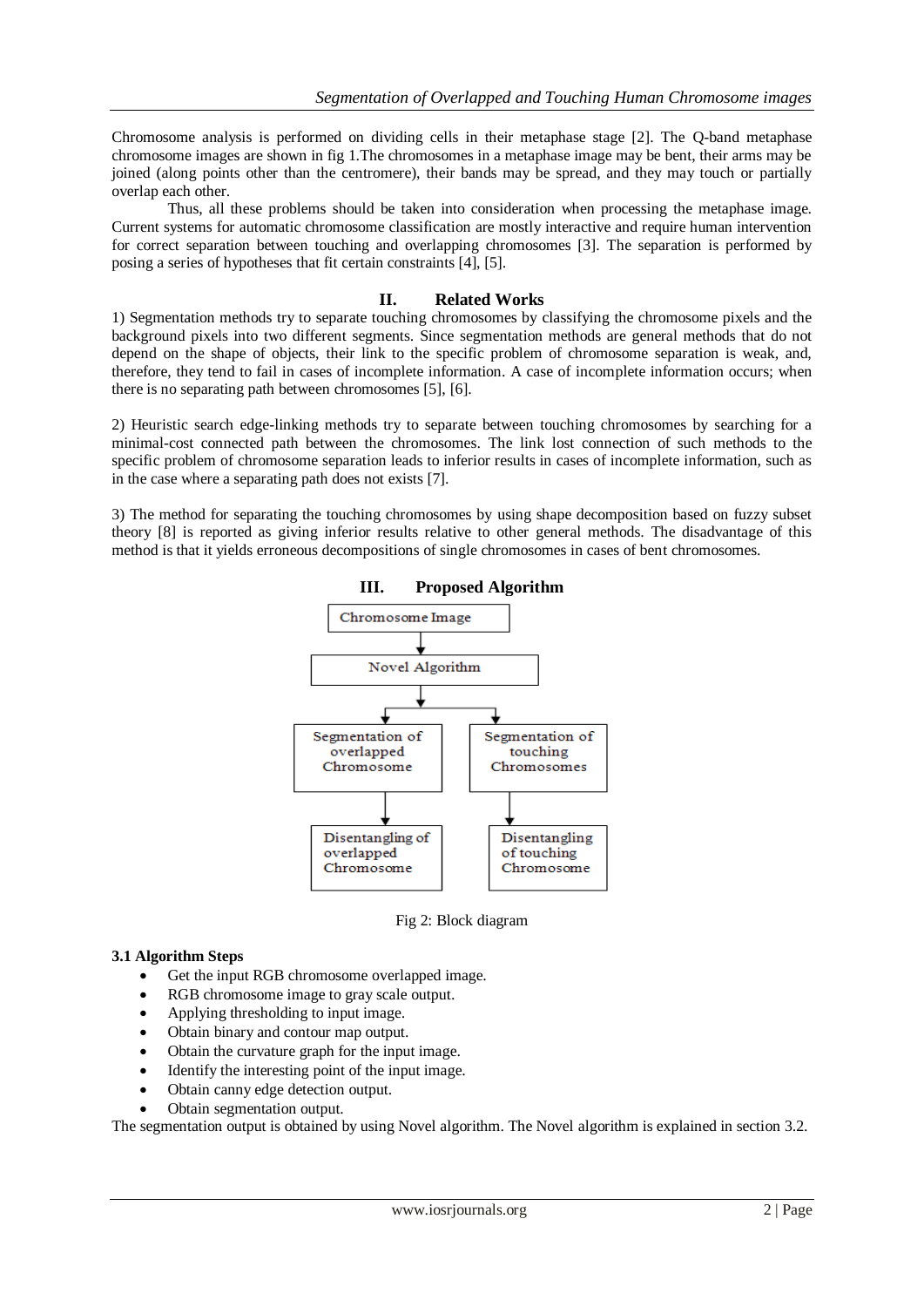Chromosome analysis is performed on dividing cells in their metaphase stage [2]. The Q-band metaphase chromosome images are shown in fig 1.The chromosomes in a metaphase image may be bent, their arms may be joined (along points other than the centromere), their bands may be spread, and they may touch or partially overlap each other.

Thus, all these problems should be taken into consideration when processing the metaphase image. Current systems for automatic chromosome classification are mostly interactive and require human intervention for correct separation between touching and overlapping chromosomes [3]. The separation is performed by posing a series of hypotheses that fit certain constraints [4], [5].

## II. Related Works

1) Segmentation methods try to separate touching chromosomes by classifying the chromosome pixels and the background pixels into two different segments. Since segmentation methods are general methods that do not depend on the shape of objects, their link to the specific problem of chromosome separation is weak, and, therefore, they tend to fail in cases of incomplete information. A case of incomplete information occurs; when there is no separating path between chromosomes [5], [6].

2) Heuristic search edge-linking methods try to separate between touching chromosomes by searching for a minimal-cost connected path between the chromosomes. The link lost connection of such methods to the specific problem of chromosome separation leads to inferior results in cases of incomplete information, such as in the case where a separating path does not exists [7].

3) The method for separating the touching chromosomes by using shape decomposition based on fuzzy subset theory [8] is reported as giving inferior results relative to other general methods. The disadvantage of this method is that it yields erroneous decompositions of single chromosomes in cases of bent chromosomes.

## III. Proposed Algorithm

Chromosome Image → Novel Algorithm → Segmentation of overlapped Chromosome → Disentangling of overlapped Chromosome

Novel Algorithm → Segmentation of touching Chromosomes → Disentangling of touching Chromosome

Fig 2: Block diagram

### 3.1 Algorithm Steps

- Get the input RGB chromosome overlapped image.
- RGB chromosome image to gray scale output.
- Applying thresholding to input image.
- Obtain binary and contour map output.
- Obtain the curvature graph for the input image.
- Identify the interesting point of the input image.
- Obtain canny edge detection output.
- Obtain segmentation output.

The segmentation output is obtained by using Novel algorithm. The Novel algorithm is explained in section 3.2.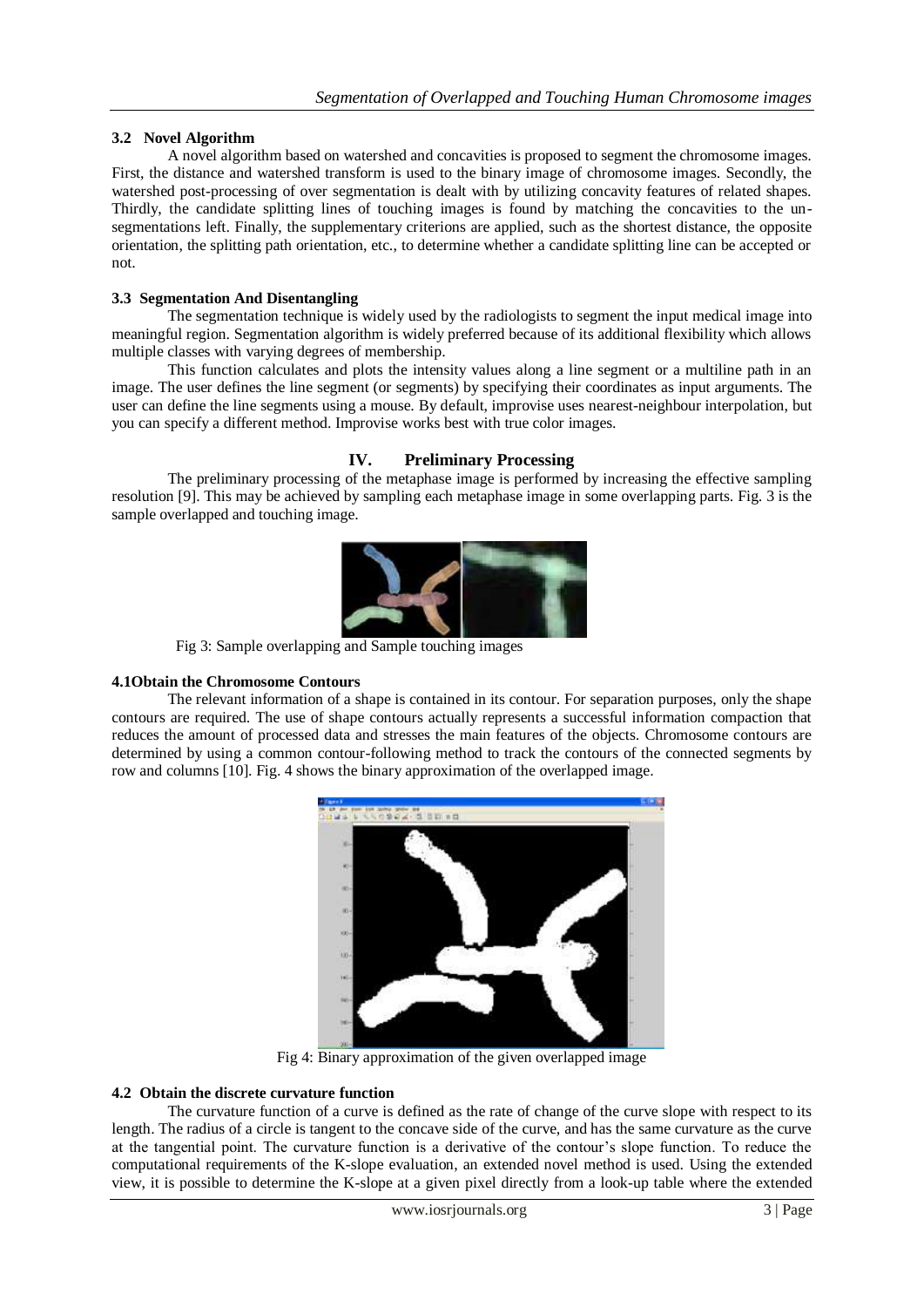### 3.2 Novel Algorithm

A novel algorithm based on watershed and concavities is proposed to segment the chromosome images. First, the distance and watershed transform is used to the binary image of chromosome images. Secondly, the watershed post-processing of over segmentation is dealt with by utilizing concavity features of related shapes. Thirdly, the candidate splitting lines of touching images is found by matching the concavities to the un-segmentations left. Finally, the supplementary criterions are applied, such as the shortest distance, the opposite orientation, the splitting path orientation, etc., to determine whether a candidate splitting line can be accepted or not.

### 3.3 Segmentation And Disentangling

The segmentation technique is widely used by the radiologists to segment the input medical image into meaningful region. Segmentation algorithm is widely preferred because of its additional flexibility which allows multiple classes with varying degrees of membership.

This function calculates and plots the intensity values along a line segment or a multiline path in an image. The user defines the line segment (or segments) by specifying their coordinates as input arguments. The user can define the line segments using a mouse. By default, improvise uses nearest-neighbour interpolation, but you can specify a different method. Improvise works best with true color images.

## IV. Preliminary Processing

The preliminary processing of the metaphase image is performed by increasing the effective sampling resolution [9]. This may be achieved by sampling each metaphase image in some overlapping parts. Fig. 3 is the sample overlapped and touching image.

Fig 3: Sample overlapping and Sample touching images

### 4.1Obtain the Chromosome Contours

The relevant information of a shape is contained in its contour. For separation purposes, only the shape contours are required. The use of shape contours actually represents a successful information compaction that reduces the amount of processed data and stresses the main features of the objects. Chromosome contours are determined by using a common contour-following method to track the contours of the connected segments by row and columns [10]. Fig. 4 shows the binary approximation of the overlapped image.

Fig 4: Binary approximation of the given overlapped image

### 4.2 Obtain the discrete curvature function

The curvature function of a curve is defined as the rate of change of the curve slope with respect to its length. The radius of a circle is tangent to the concave side of the curve, and has the same curvature as the curve at the tangential point. The curvature function is a derivative of the contour's slope function. To reduce the computational requirements of the K-slope evaluation, an extended novel method is used. Using the extended view, it is possible to determine the K-slope at a given pixel directly from a look-up table where the extended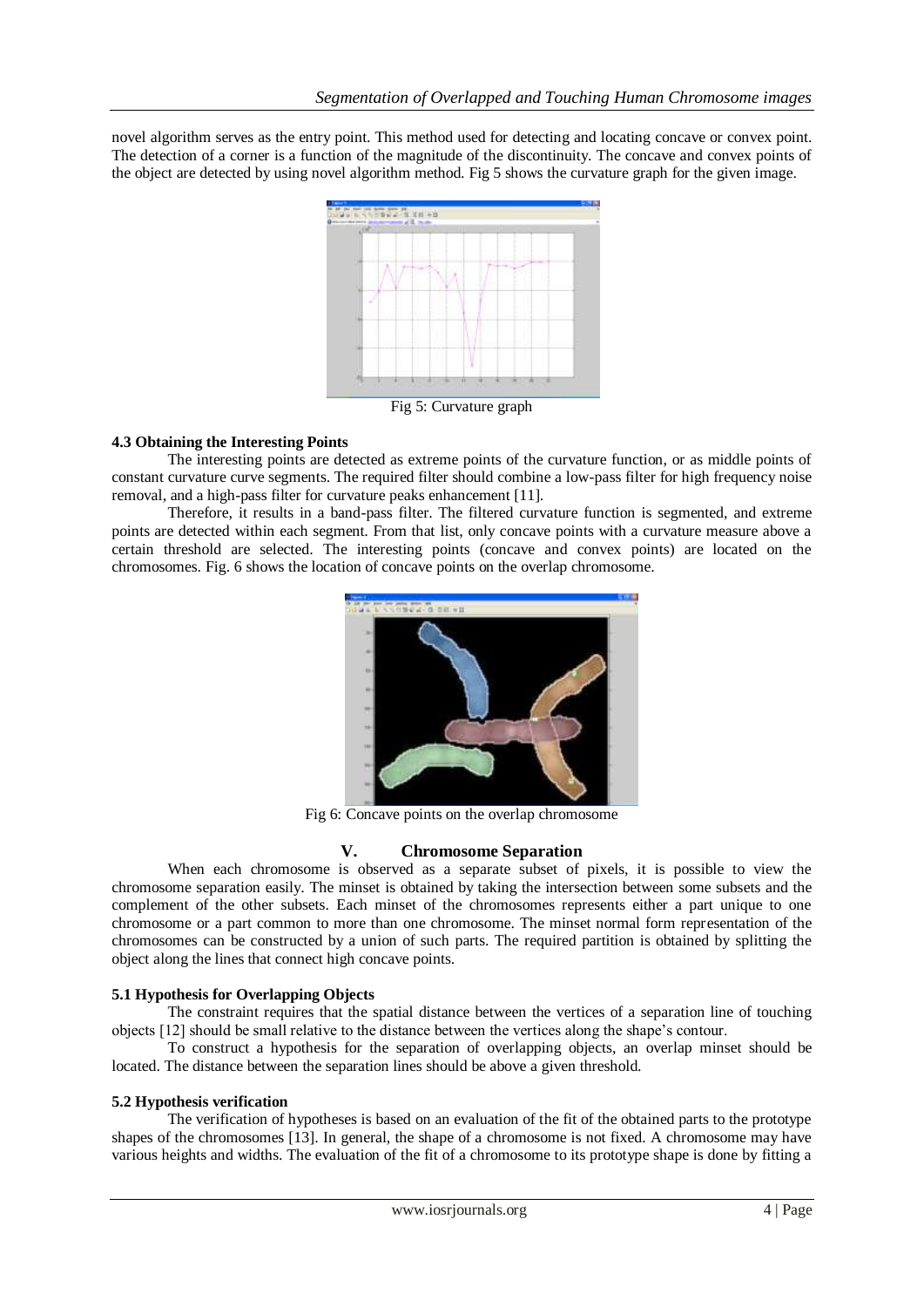novel algorithm serves as the entry point. This method used for detecting and locating concave or convex point. The detection of a corner is a function of the magnitude of the discontinuity. The concave and convex points of the object are detected by using novel algorithm method. Fig 5 shows the curvature graph for the given image.

Fig 5: Curvature graph

### 4.3 Obtaining the Interesting Points

The interesting points are detected as extreme points of the curvature function, or as middle points of constant curvature curve segments. The required filter should combine a low-pass filter for high frequency noise removal, and a high-pass filter for curvature peaks enhancement [11].

Therefore, it results in a band-pass filter. The filtered curvature function is segmented, and extreme points are detected within each segment. From that list, only concave points with a curvature measure above a certain threshold are selected. The interesting points (concave and convex points) are located on the chromosomes. Fig. 6 shows the location of concave points on the overlap chromosome.

Fig 6: Concave points on the overlap chromosome

## V. Chromosome Separation

When each chromosome is observed as a separate subset of pixels, it is possible to view the chromosome separation easily. The minset is obtained by taking the intersection between some subsets and the complement of the other subsets. Each minset of the chromosomes represents either a part unique to one chromosome or a part common to more than one chromosome. The minset normal form representation of the chromosomes can be constructed by a union of such parts. The required partition is obtained by splitting the object along the lines that connect high concave points.

### 5.1 Hypothesis for Overlapping Objects

The constraint requires that the spatial distance between the vertices of a separation line of touching objects [12] should be small relative to the distance between the vertices along the shape's contour.

To construct a hypothesis for the separation of overlapping objects, an overlap minset should be located. The distance between the separation lines should be above a given threshold.

### 5.2 Hypothesis verification

The verification of hypotheses is based on an evaluation of the fit of the obtained parts to the prototype shapes of the chromosomes [13]. In general, the shape of a chromosome is not fixed. A chromosome may have various heights and widths. The evaluation of the fit of a chromosome to its prototype shape is done by fitting a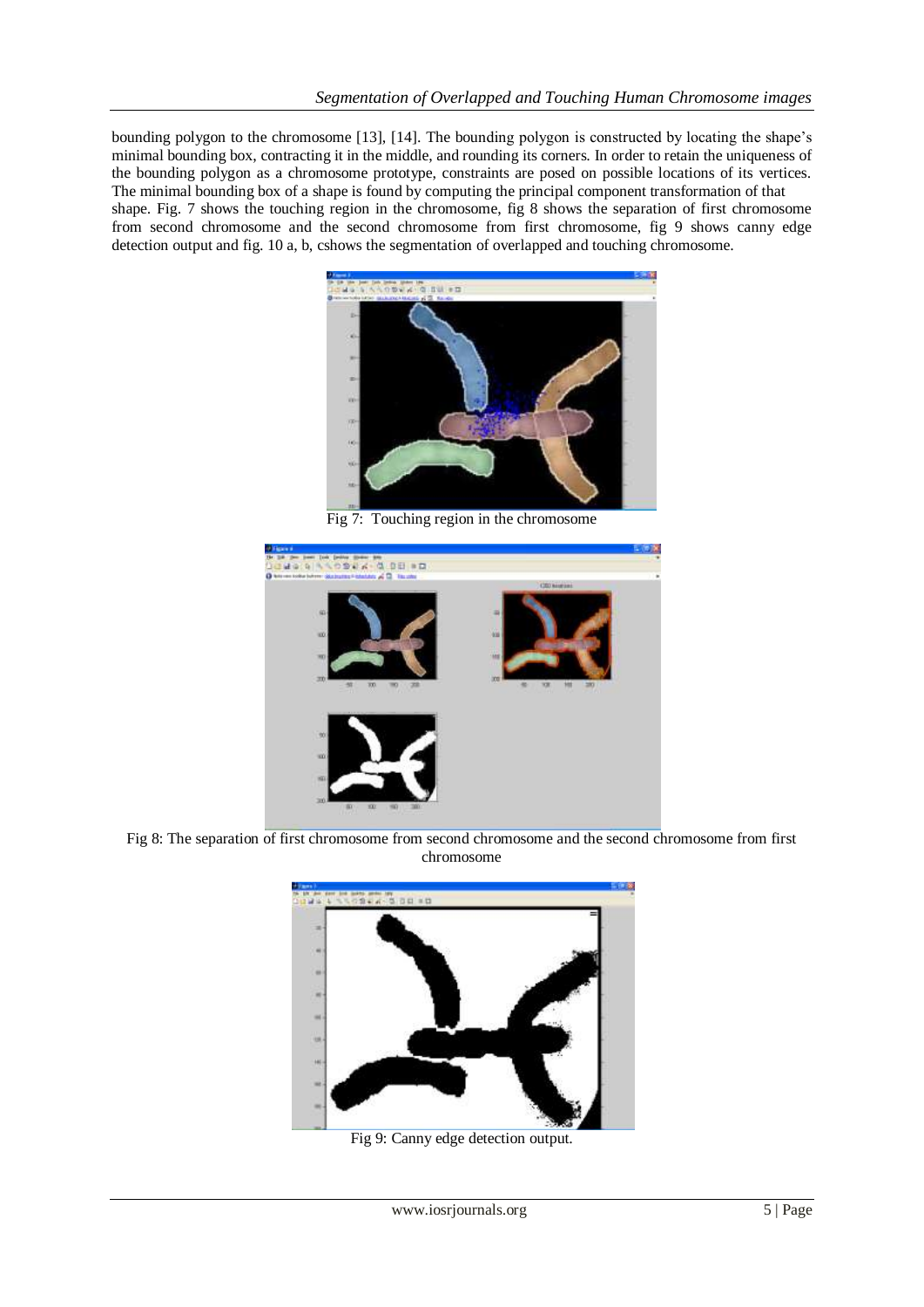bounding polygon to the chromosome [13], [14]. The bounding polygon is constructed by locating the shape's minimal bounding box, contracting it in the middle, and rounding its corners. In order to retain the uniqueness of the bounding polygon as a chromosome prototype, constraints are posed on possible locations of its vertices. The minimal bounding box of a shape is found by computing the principal component transformation of that shape. Fig. 7 shows the touching region in the chromosome, fig 8 shows the separation of first chromosome from second chromosome and the second chromosome from first chromosome, fig 9 shows canny edge detection output and fig. 10 a, b, cshows the segmentation of overlapped and touching chromosome.

Fig 7: Touching region in the chromosome

Fig 8: The separation of first chromosome from second chromosome and the second chromosome from first chromosome

Fig 9: Canny edge detection output.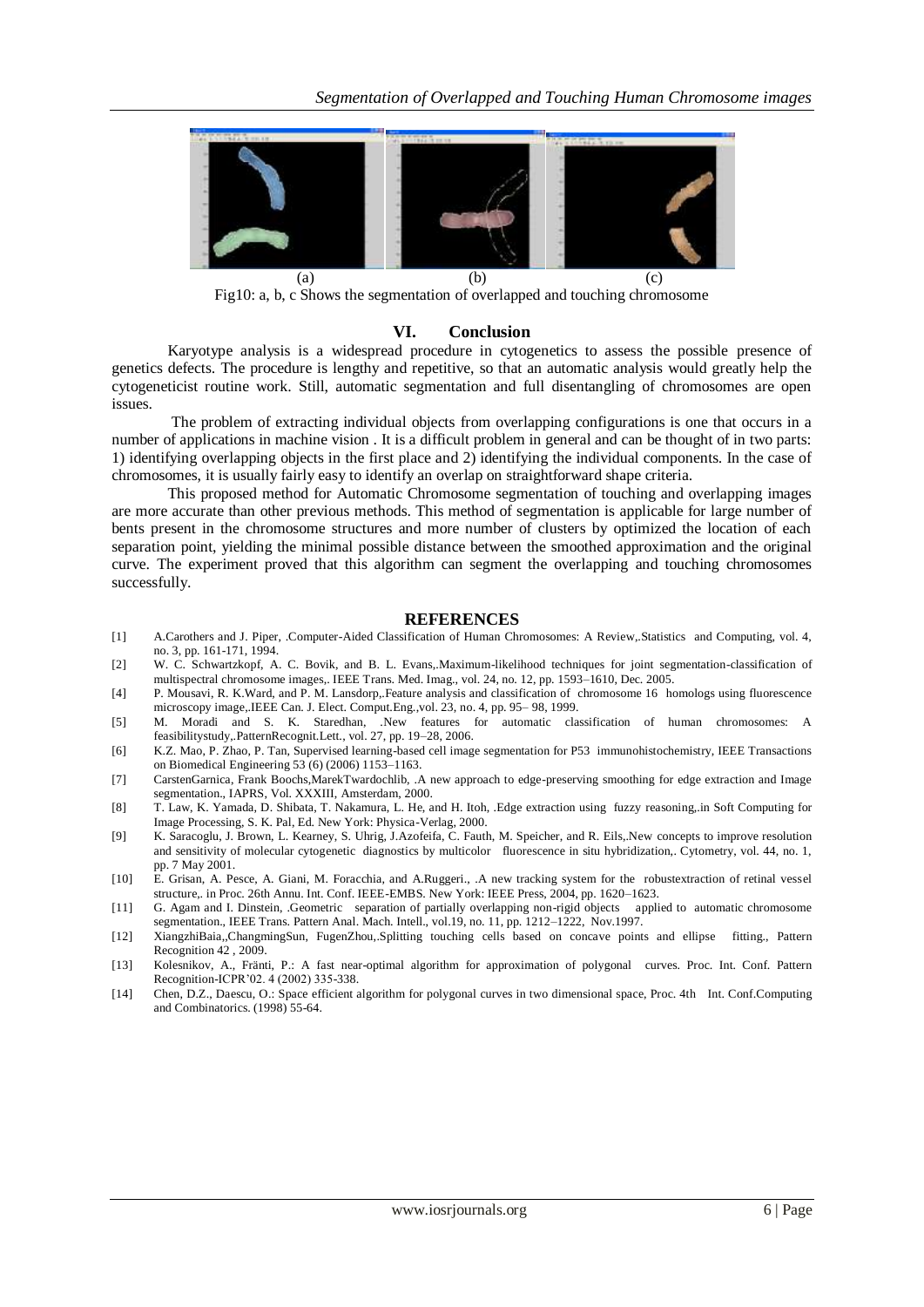(a) (b) (c)

Fig10: a, b, c Shows the segmentation of overlapped and touching chromosome

## VI. Conclusion

Karyotype analysis is a widespread procedure in cytogenetics to assess the possible presence of genetics defects. The procedure is lengthy and repetitive, so that an automatic analysis would greatly help the cytogeneticist routine work. Still, automatic segmentation and full disentangling of chromosomes are open issues.

The problem of extracting individual objects from overlapping configurations is one that occurs in a number of applications in machine vision . It is a difficult problem in general and can be thought of in two parts: 1) identifying overlapping objects in the first place and 2) identifying the individual components. In the case of chromosomes, it is usually fairly easy to identify an overlap on straightforward shape criteria.

This proposed method for Automatic Chromosome segmentation of touching and overlapping images are more accurate than other previous methods. This method of segmentation is applicable for large number of bents present in the chromosome structures and more number of clusters by optimized the location of each separation point, yielding the minimal possible distance between the smoothed approximation and the original curve. The experiment proved that this algorithm can segment the overlapping and touching chromosomes successfully.

## REFERENCES

[1] A.Carothers and J. Piper, .Computer-Aided Classification of Human Chromosomes: A Review,.Statistics and Computing, vol. 4, no. 3, pp. 161-171, 1994.

[2] W. C. Schwartzkopf, A. C. Bovik, and B. L. Evans,.Maximum-likelihood techniques for joint segmentation-classification of multispectral chromosome images,. IEEE Trans. Med. Imag., vol. 24, no. 12, pp. 1593–1610, Dec. 2005.

[4] P. Mousavi, R. K.Ward, and P. M. Lansdorp,.Feature analysis and classification of chromosome 16 homologs using fluorescence microscopy image,.IEEE Can. J. Elect. Comput.Eng.,vol. 23, no. 4, pp. 95– 98, 1999.

[5] M. Moradi and S. K. Staredhan, .New features for automatic classification of human chromosomes: A feasibilitystudy,.PatternRecognit.Lett., vol. 27, pp. 19–28, 2006.

[6] K.Z. Mao, P. Zhao, P. Tan, Supervised learning-based cell image segmentation for P53 immunohistochemistry, IEEE Transactions on Biomedical Engineering 53 (6) (2006) 1153–1163.

[7] CarstenGarnica, Frank Boochs,MarekTwardochlib, .A new approach to edge-preserving smoothing for edge extraction and Image segmentation., IAPRS, Vol. XXXIII, Amsterdam, 2000.

[8] T. Law, K. Yamada, D. Shibata, T. Nakamura, L. He, and H. Itoh, .Edge extraction using fuzzy reasoning,.in Soft Computing for Image Processing, S. K. Pal, Ed. New York: Physica-Verlag, 2000.

[9] K. Saracoglu, J. Brown, L. Kearney, S. Uhrig, J.Azofeifa, C. Fauth, M. Speicher, and R. Eils,.New concepts to improve resolution and sensitivity of molecular cytogenetic diagnostics by multicolor fluorescence in situ hybridization,. Cytometry, vol. 44, no. 1, pp. 7 May 2001.

[10] E. Grisan, A. Pesce, A. Giani, M. Foracchia, and A.Ruggeri., .A new tracking system for the robustextraction of retinal vessel structure,. in Proc. 26th Annu. Int. Conf. IEEE-EMBS. New York: IEEE Press, 2004, pp. 1620–1623.

[11] G. Agam and I. Dinstein, .Geometric separation of partially overlapping non-rigid objects applied to automatic chromosome segmentation., IEEE Trans. Pattern Anal. Mach. Intell., vol.19, no. 11, pp. 1212–1222, Nov.1997.

[12] XiangzhiBaia,,ChangmingSun, FugenZhou,.Splitting touching cells based on concave points and ellipse fitting., Pattern Recognition 42 , 2009.

[13] Kolesnikov, A., Fränti, P.: A fast near-optimal algorithm for approximation of polygonal curves. Proc. Int. Conf. Pattern Recognition-ICPR'02. 4 (2002) 335-338.

[14] Chen, D.Z., Daescu, O.: Space efficient algorithm for polygonal curves in two dimensional space, Proc. 4th Int. Conf.Computing and Combinatorics. (1998) 55-64.